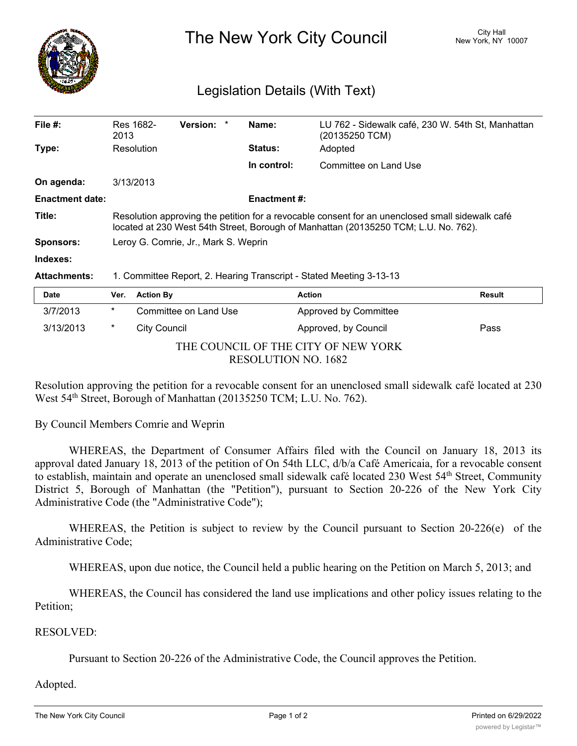# The New York City Council

City Hall
New York, NY 10007

## Legislation Details (With Text)

| | | | |
|---|---|---|---|
| **File #:** | Res 1682-2013 **Version:** * | **Name:** | LU 762 - Sidewalk café, 230 W. 54th St, Manhattan (20135250 TCM) |
| **Type:** | Resolution | **Status:** | Adopted |
| | | **In control:** | Committee on Land Use |
| **On agenda:** | 3/13/2013 | | |
| **Enactment date:** | | **Enactment #:** | |

**Title:** Resolution approving the petition for a revocable consent for an unenclosed small sidewalk café located at 230 West 54th Street, Borough of Manhattan (20135250 TCM; L.U. No. 762).

**Sponsors:** Leroy G. Comrie, Jr., Mark S. Weprin

**Indexes:**

**Attachments:** 1. Committee Report, 2. Hearing Transcript - Stated Meeting 3-13-13

| Date | Ver. | Action By | Action | Result |
|---|---|---|---|---|
| 3/7/2013 | * | Committee on Land Use | Approved by Committee | |
| 3/13/2013 | * | City Council | Approved, by Council | Pass |

THE COUNCIL OF THE CITY OF NEW YORK
RESOLUTION NO. 1682

Resolution approving the petition for a revocable consent for an unenclosed small sidewalk café located at 230 West 54th Street, Borough of Manhattan (20135250 TCM; L.U. No. 762).

By Council Members Comrie and Weprin

WHEREAS, the Department of Consumer Affairs filed with the Council on January 18, 2013 its approval dated January 18, 2013 of the petition of On 54th LLC, d/b/a Café Americaia, for a revocable consent to establish, maintain and operate an unenclosed small sidewalk café located 230 West 54th Street, Community District 5, Borough of Manhattan (the "Petition"), pursuant to Section 20-226 of the New York City Administrative Code (the "Administrative Code");

WHEREAS, the Petition is subject to review by the Council pursuant to Section 20-226(e) of the Administrative Code;

WHEREAS, upon due notice, the Council held a public hearing on the Petition on March 5, 2013; and

WHEREAS, the Council has considered the land use implications and other policy issues relating to the Petition;

RESOLVED:

Pursuant to Section 20-226 of the Administrative Code, the Council approves the Petition.

Adopted.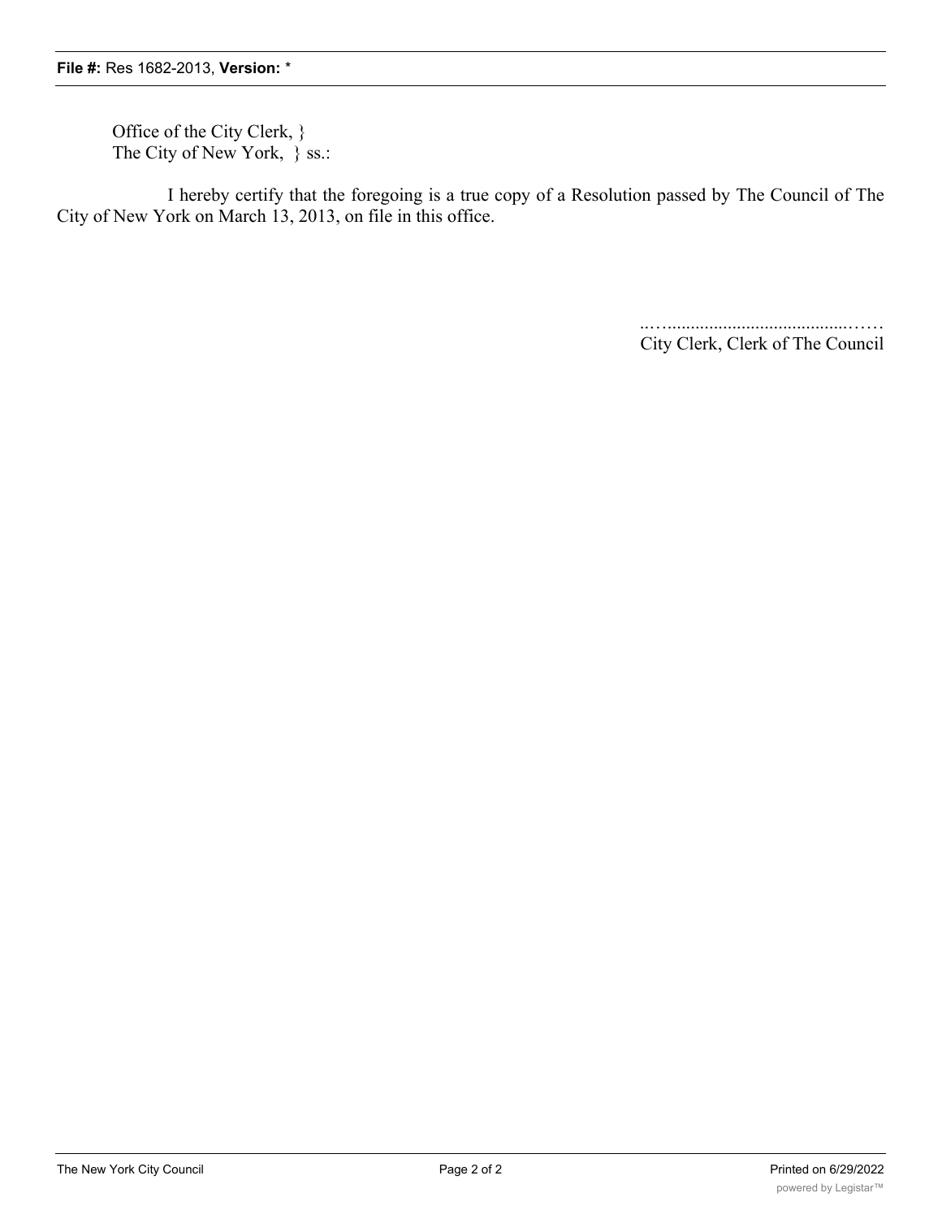Office of the City Clerk, }
The City of New York, } ss.:

I hereby certify that the foregoing is a true copy of a Resolution passed by The Council of The City of New York on March 13, 2013, on file in this office.

..….......................................……
City Clerk, Clerk of The Council